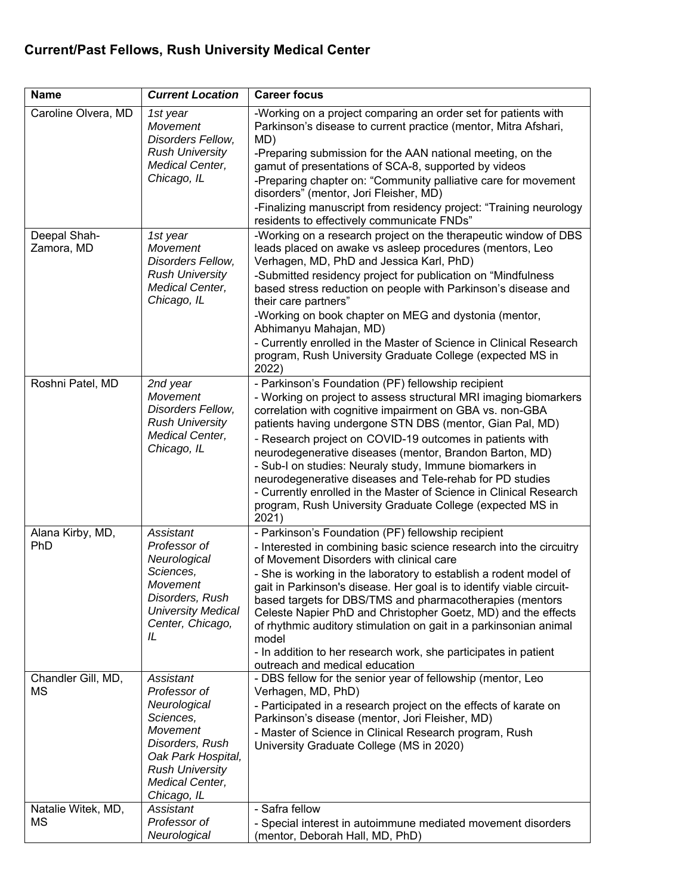## Current/Past Fellows, Rush University Medical Center

| **Name** | ***Current Location*** | **Career focus** |
|---|---|---|
| Caroline Olvera, MD | *1st year Movement Disorders Fellow, Rush University Medical Center, Chicago, IL* | -Working on a project comparing an order set for patients with Parkinson's disease to current practice (mentor, Mitra Afshari, MD)<br>-Preparing submission for the AAN national meeting, on the gamut of presentations of SCA-8, supported by videos<br>-Preparing chapter on: "Community palliative care for movement disorders" (mentor, Jori Fleisher, MD)<br>-Finalizing manuscript from residency project: "Training neurology residents to effectively communicate FNDs" |
| Deepal Shah-Zamora, MD | *1st year Movement Disorders Fellow, Rush University Medical Center, Chicago, IL* | -Working on a research project on the therapeutic window of DBS leads placed on awake vs asleep procedures (mentors, Leo Verhagen, MD, PhD and Jessica Karl, PhD)<br>-Submitted residency project for publication on "Mindfulness based stress reduction on people with Parkinson's disease and their care partners"<br>-Working on book chapter on MEG and dystonia (mentor, Abhimanyu Mahajan, MD)<br>- Currently enrolled in the Master of Science in Clinical Research program, Rush University Graduate College (expected MS in 2022) |
| Roshni Patel, MD | *2nd year Movement Disorders Fellow, Rush University Medical Center, Chicago, IL* | - Parkinson's Foundation (PF) fellowship recipient<br>- Working on project to assess structural MRI imaging biomarkers correlation with cognitive impairment on GBA vs. non-GBA patients having undergone STN DBS (mentor, Gian Pal, MD)<br>- Research project on COVID-19 outcomes in patients with neurodegenerative diseases (mentor, Brandon Barton, MD)<br>- Sub-I on studies: Neuraly study, Immune biomarkers in neurodegenerative diseases and Tele-rehab for PD studies<br>- Currently enrolled in the Master of Science in Clinical Research program, Rush University Graduate College (expected MS in 2021) |
| Alana Kirby, MD, PhD | *Assistant Professor of Neurological Sciences, Movement Disorders, Rush University Medical Center, Chicago, IL* | - Parkinson's Foundation (PF) fellowship recipient<br>- Interested in combining basic science research into the circuitry of Movement Disorders with clinical care<br>- She is working in the laboratory to establish a rodent model of gait in Parkinson's disease. Her goal is to identify viable circuit-based targets for DBS/TMS and pharmacotherapies (mentors Celeste Napier PhD and Christopher Goetz, MD) and the effects of rhythmic auditory stimulation on gait in a parkinsonian animal model<br>- In addition to her research work, she participates in patient outreach and medical education |
| Chandler Gill, MD, MS | *Assistant Professor of Neurological Sciences, Movement Disorders, Rush Oak Park Hospital, Rush University Medical Center, Chicago, IL* | - DBS fellow for the senior year of fellowship (mentor, Leo Verhagen, MD, PhD)<br>- Participated in a research project on the effects of karate on Parkinson's disease (mentor, Jori Fleisher, MD)<br>- Master of Science in Clinical Research program, Rush University Graduate College (MS in 2020) |
| Natalie Witek, MD, MS | *Assistant Professor of Neurological* | - Safra fellow<br>- Special interest in autoimmune mediated movement disorders (mentor, Deborah Hall, MD, PhD) |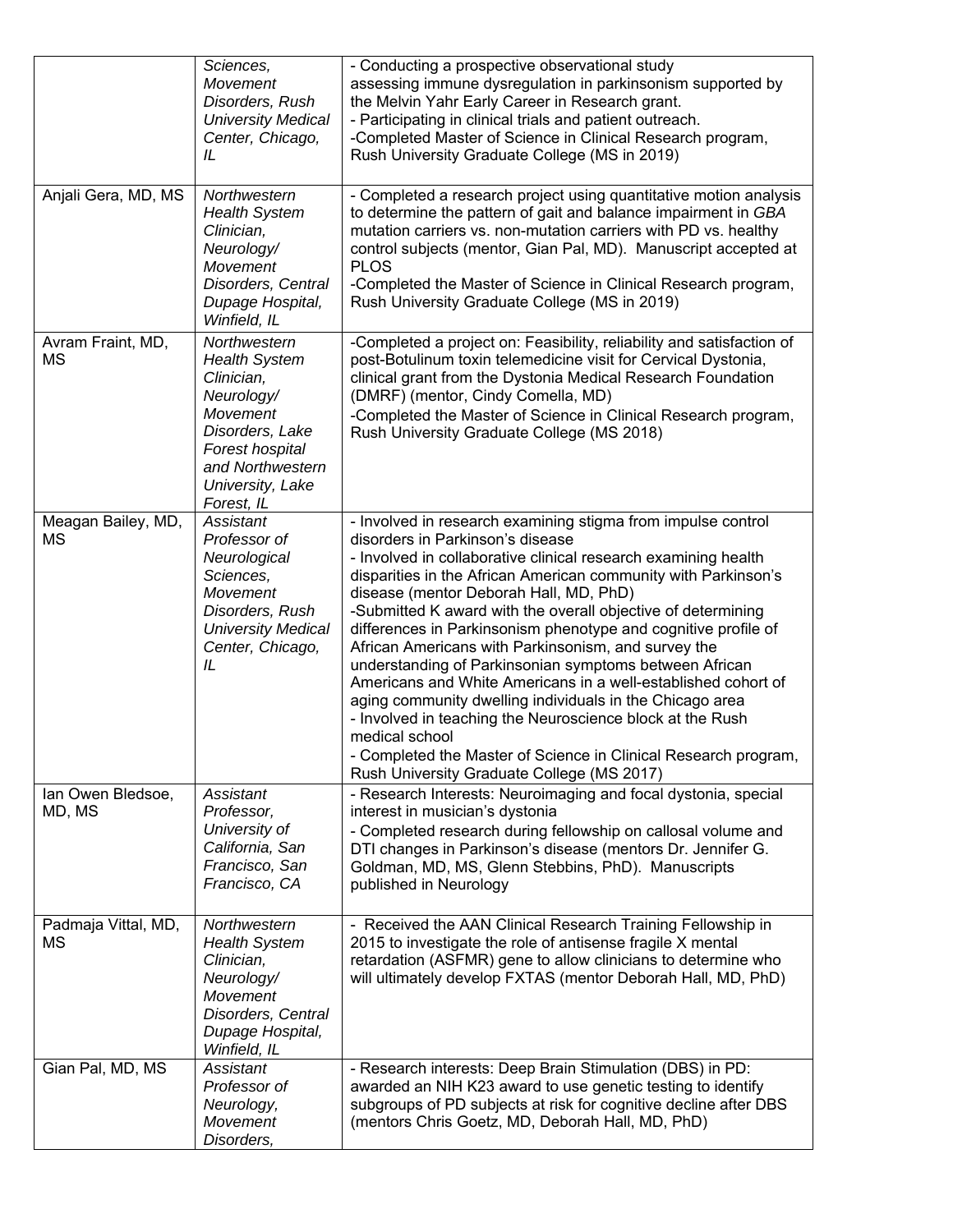| | | |
|---|---|---|
| | *Sciences, Movement Disorders, Rush University Medical Center, Chicago, IL* | - Conducting a prospective observational study assessing immune dysregulation in parkinsonism supported by the Melvin Yahr Early Career in Research grant.<br>- Participating in clinical trials and patient outreach.<br>-Completed Master of Science in Clinical Research program, Rush University Graduate College (MS in 2019) |
| Anjali Gera, MD, MS | *Northwestern Health System Clinician, Neurology/ Movement Disorders, Central Dupage Hospital, Winfield, IL* | - Completed a research project using quantitative motion analysis to determine the pattern of gait and balance impairment in *GBA* mutation carriers vs. non-mutation carriers with PD vs. healthy control subjects (mentor, Gian Pal, MD). Manuscript accepted at PLOS<br>-Completed the Master of Science in Clinical Research program, Rush University Graduate College (MS in 2019) |
| Avram Fraint, MD, MS | *Northwestern Health System Clinician, Neurology/ Movement Disorders, Lake Forest hospital and Northwestern University, Lake Forest, IL* | -Completed a project on: Feasibility, reliability and satisfaction of post-Botulinum toxin telemedicine visit for Cervical Dystonia, clinical grant from the Dystonia Medical Research Foundation (DMRF) (mentor, Cindy Comella, MD)<br>-Completed the Master of Science in Clinical Research program, Rush University Graduate College (MS 2018) |
| Meagan Bailey, MD, MS | *Assistant Professor of Neurological Sciences, Movement Disorders, Rush University Medical Center, Chicago, IL* | - Involved in research examining stigma from impulse control disorders in Parkinson's disease<br>- Involved in collaborative clinical research examining health disparities in the African American community with Parkinson's disease (mentor Deborah Hall, MD, PhD)<br>-Submitted K award with the overall objective of determining differences in Parkinsonism phenotype and cognitive profile of African Americans with Parkinsonism, and survey the understanding of Parkinsonian symptoms between African Americans and White Americans in a well-established cohort of aging community dwelling individuals in the Chicago area<br>- Involved in teaching the Neuroscience block at the Rush medical school<br>- Completed the Master of Science in Clinical Research program, Rush University Graduate College (MS 2017) |
| Ian Owen Bledsoe, MD, MS | *Assistant Professor, University of California, San Francisco, San Francisco, CA* | - Research Interests: Neuroimaging and focal dystonia, special interest in musician's dystonia<br>- Completed research during fellowship on callosal volume and DTI changes in Parkinson's disease (mentors Dr. Jennifer G. Goldman, MD, MS, Glenn Stebbins, PhD). Manuscripts published in Neurology |
| Padmaja Vittal, MD, MS | *Northwestern Health System Clinician, Neurology/ Movement Disorders, Central Dupage Hospital, Winfield, IL* | - Received the AAN Clinical Research Training Fellowship in 2015 to investigate the role of antisense fragile X mental retardation (ASFMR) gene to allow clinicians to determine who will ultimately develop FXTAS (mentor Deborah Hall, MD, PhD) |
| Gian Pal, MD, MS | *Assistant Professor of Neurology, Movement Disorders,* | - Research interests: Deep Brain Stimulation (DBS) in PD: awarded an NIH K23 award to use genetic testing to identify subgroups of PD subjects at risk for cognitive decline after DBS (mentors Chris Goetz, MD, Deborah Hall, MD, PhD) |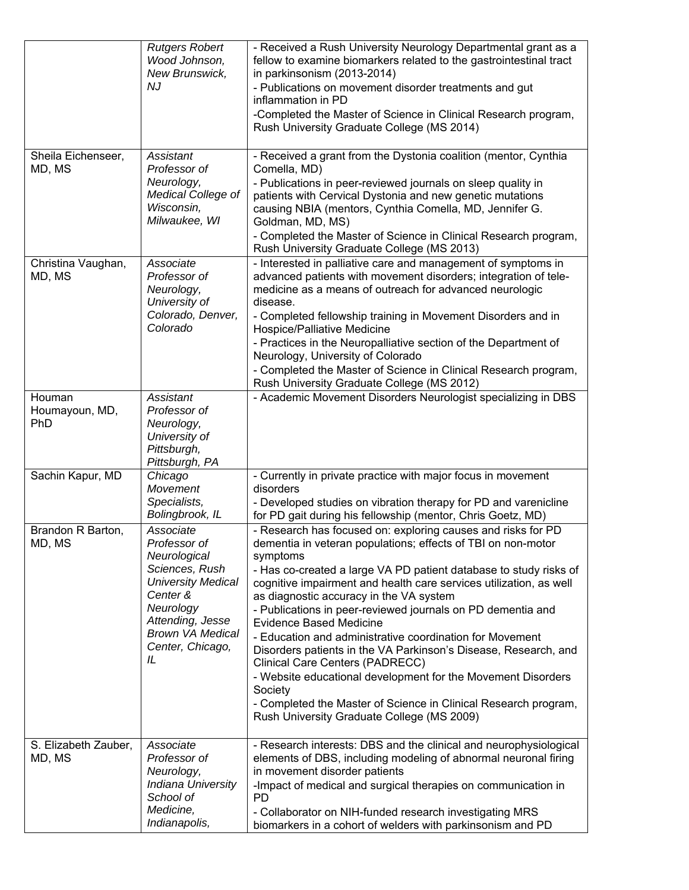|  |  |  |
|---|---|---|
|  | *Rutgers Robert Wood Johnson, New Brunswick, NJ* | - Received a Rush University Neurology Departmental grant as a fellow to examine biomarkers related to the gastrointestinal tract in parkinsonism (2013-2014)<br>- Publications on movement disorder treatments and gut inflammation in PD<br>-Completed the Master of Science in Clinical Research program, Rush University Graduate College (MS 2014) |
| Sheila Eichenseer, MD, MS | *Assistant Professor of Neurology, Medical College of Wisconsin, Milwaukee, WI* | - Received a grant from the Dystonia coalition (mentor, Cynthia Comella, MD)<br>- Publications in peer-reviewed journals on sleep quality in patients with Cervical Dystonia and new genetic mutations causing NBIA (mentors, Cynthia Comella, MD, Jennifer G. Goldman, MD, MS)<br>- Completed the Master of Science in Clinical Research program, Rush University Graduate College (MS 2013) |
| Christina Vaughan, MD, MS | *Associate Professor of Neurology, University of Colorado, Denver, Colorado* | - Interested in palliative care and management of symptoms in advanced patients with movement disorders; integration of tele-medicine as a means of outreach for advanced neurologic disease.<br>- Completed fellowship training in Movement Disorders and in Hospice/Palliative Medicine<br>- Practices in the Neuropalliative section of the Department of Neurology, University of Colorado<br>- Completed the Master of Science in Clinical Research program, Rush University Graduate College (MS 2012) |
| Houman Houmayoun, MD, PhD | *Assistant Professor of Neurology, University of Pittsburgh, Pittsburgh, PA* | - Academic Movement Disorders Neurologist specializing in DBS |
| Sachin Kapur, MD | *Chicago Movement Specialists, Bolingbrook, IL* | - Currently in private practice with major focus in movement disorders<br>- Developed studies on vibration therapy for PD and varenicline for PD gait during his fellowship (mentor, Chris Goetz, MD) |
| Brandon R Barton, MD, MS | *Associate Professor of Neurological Sciences, Rush University Medical Center & Neurology Attending, Jesse Brown VA Medical Center, Chicago, IL* | - Research has focused on: exploring causes and risks for PD dementia in veteran populations; effects of TBI on non-motor symptoms<br>- Has co-created a large VA PD patient database to study risks of cognitive impairment and health care services utilization, as well as diagnostic accuracy in the VA system<br>- Publications in peer-reviewed journals on PD dementia and Evidence Based Medicine<br>- Education and administrative coordination for Movement Disorders patients in the VA Parkinson's Disease, Research, and Clinical Care Centers (PADRECC)<br>- Website educational development for the Movement Disorders Society<br>- Completed the Master of Science in Clinical Research program, Rush University Graduate College (MS 2009) |
| S. Elizabeth Zauber, MD, MS | *Associate Professor of Neurology, Indiana University School of Medicine, Indianapolis,* | - Research interests: DBS and the clinical and neurophysiological elements of DBS, including modeling of abnormal neuronal firing in movement disorder patients<br>-Impact of medical and surgical therapies on communication in PD<br>- Collaborator on NIH-funded research investigating MRS biomarkers in a cohort of welders with parkinsonism and PD |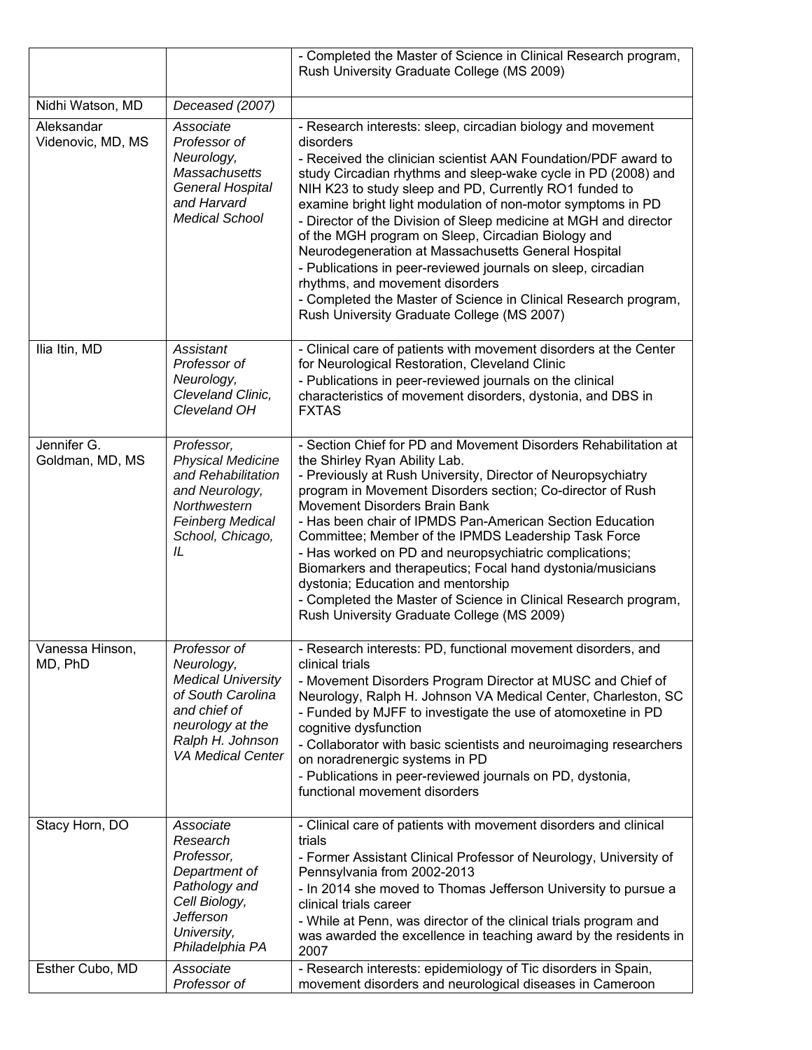| | | |
|---|---|---|
| | | - Completed the Master of Science in Clinical Research program, Rush University Graduate College (MS 2009) |
| Nidhi Watson, MD | *Deceased (2007)* | |
| Aleksandar Videnovic, MD, MS | *Associate Professor of Neurology, Massachusetts General Hospital and Harvard Medical School* | - Research interests: sleep, circadian biology and movement disorders<br>- Received the clinician scientist AAN Foundation/PDF award to study Circadian rhythms and sleep-wake cycle in PD (2008) and NIH K23 to study sleep and PD, Currently RO1 funded to examine bright light modulation of non-motor symptoms in PD<br>- Director of the Division of Sleep medicine at MGH and director of the MGH program on Sleep, Circadian Biology and Neurodegeneration at Massachusetts General Hospital<br>- Publications in peer-reviewed journals on sleep, circadian rhythms, and movement disorders<br>- Completed the Master of Science in Clinical Research program, Rush University Graduate College (MS 2007) |
| Ilia Itin, MD | *Assistant Professor of Neurology, Cleveland Clinic, Cleveland OH* | - Clinical care of patients with movement disorders at the Center for Neurological Restoration, Cleveland Clinic<br>- Publications in peer-reviewed journals on the clinical characteristics of movement disorders, dystonia, and DBS in FXTAS |
| Jennifer G. Goldman, MD, MS | *Professor, Physical Medicine and Rehabilitation and Neurology, Northwestern Feinberg Medical School, Chicago, IL* | - Section Chief for PD and Movement Disorders Rehabilitation at the Shirley Ryan Ability Lab.<br>- Previously at Rush University, Director of Neuropsychiatry program in Movement Disorders section; Co-director of Rush Movement Disorders Brain Bank<br>- Has been chair of IPMDS Pan-American Section Education Committee; Member of the IPMDS Leadership Task Force<br>- Has worked on PD and neuropsychiatric complications; Biomarkers and therapeutics; Focal hand dystonia/musicians dystonia; Education and mentorship<br>- Completed the Master of Science in Clinical Research program, Rush University Graduate College (MS 2009) |
| Vanessa Hinson, MD, PhD | *Professor of Neurology, Medical University of South Carolina and chief of neurology at the Ralph H. Johnson VA Medical Center* | - Research interests: PD, functional movement disorders, and clinical trials<br>- Movement Disorders Program Director at MUSC and Chief of Neurology, Ralph H. Johnson VA Medical Center, Charleston, SC<br>- Funded by MJFF to investigate the use of atomoxetine in PD cognitive dysfunction<br>- Collaborator with basic scientists and neuroimaging researchers on noradrenergic systems in PD<br>- Publications in peer-reviewed journals on PD, dystonia, functional movement disorders |
| Stacy Horn, DO | *Associate Research Professor, Department of Pathology and Cell Biology, Jefferson University, Philadelphia PA* | - Clinical care of patients with movement disorders and clinical trials<br>- Former Assistant Clinical Professor of Neurology, University of Pennsylvania from 2002-2013<br>- In 2014 she moved to Thomas Jefferson University to pursue a clinical trials career<br>- While at Penn, was director of the clinical trials program and was awarded the excellence in teaching award by the residents in 2007 |
| Esther Cubo, MD | *Associate Professor of* | - Research interests: epidemiology of Tic disorders in Spain, movement disorders and neurological diseases in Cameroon |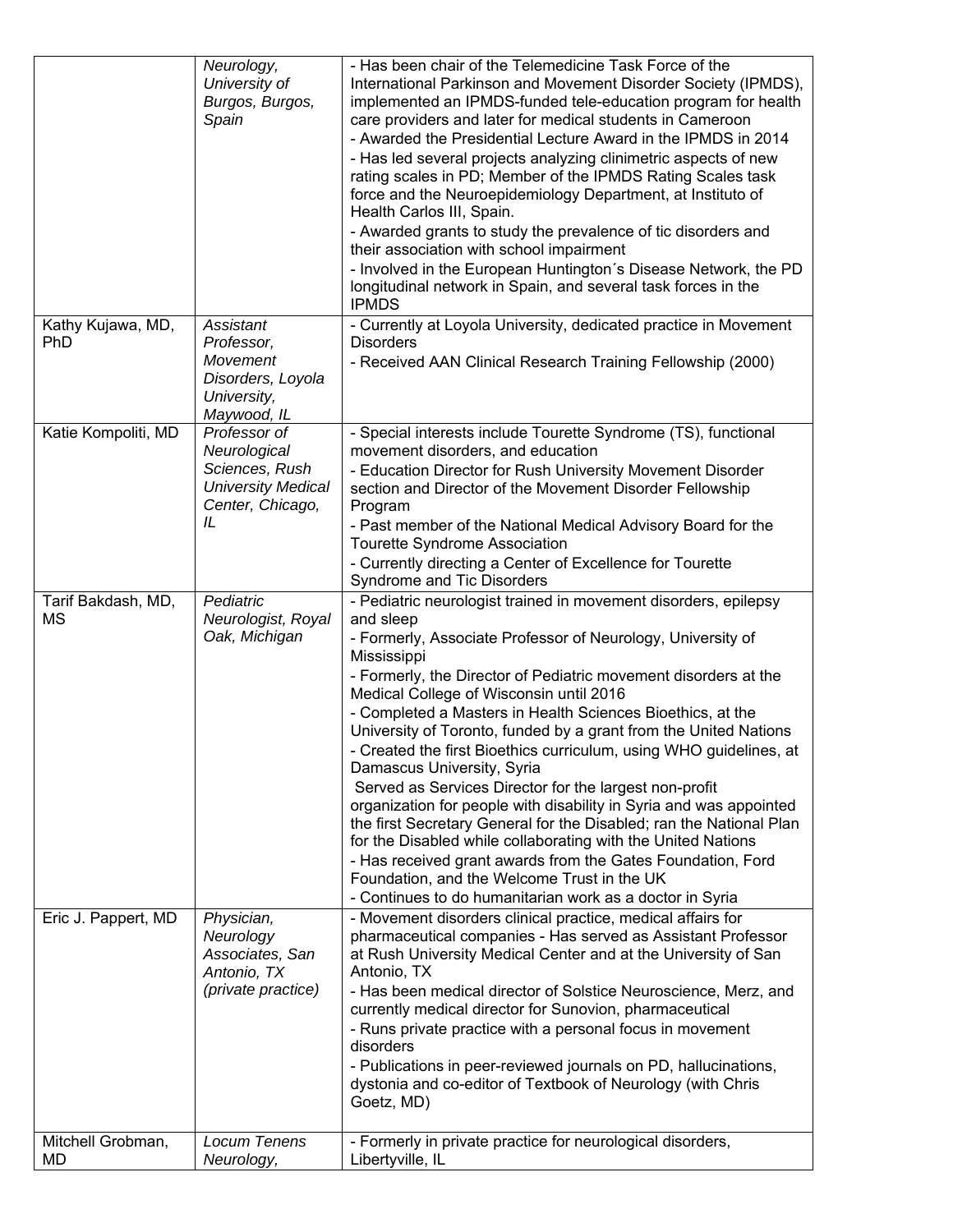| | | |
|---|---|---|
| | *Neurology, University of Burgos, Burgos, Spain* | - Has been chair of the Telemedicine Task Force of the International Parkinson and Movement Disorder Society (IPMDS), implemented an IPMDS-funded tele-education program for health care providers and later for medical students in Cameroon<br>- Awarded the Presidential Lecture Award in the IPMDS in 2014<br>- Has led several projects analyzing clinimetric aspects of new rating scales in PD; Member of the IPMDS Rating Scales task force and the Neuroepidemiology Department, at Instituto of Health Carlos III, Spain.<br>- Awarded grants to study the prevalence of tic disorders and their association with school impairment<br>- Involved in the European Huntington´s Disease Network, the PD longitudinal network in Spain, and several task forces in the IPMDS |
| Kathy Kujawa, MD, PhD | *Assistant Professor, Movement Disorders, Loyola University, Maywood, IL* | - Currently at Loyola University, dedicated practice in Movement Disorders<br>- Received AAN Clinical Research Training Fellowship (2000) |
| Katie Kompoliti, MD | *Professor of Neurological Sciences, Rush University Medical Center, Chicago, IL* | - Special interests include Tourette Syndrome (TS), functional movement disorders, and education<br>- Education Director for Rush University Movement Disorder section and Director of the Movement Disorder Fellowship Program<br>- Past member of the National Medical Advisory Board for the Tourette Syndrome Association<br>- Currently directing a Center of Excellence for Tourette Syndrome and Tic Disorders |
| Tarif Bakdash, MD, MS | *Pediatric Neurologist, Royal Oak, Michigan* | - Pediatric neurologist trained in movement disorders, epilepsy and sleep<br>- Formerly, Associate Professor of Neurology, University of Mississippi<br>- Formerly, the Director of Pediatric movement disorders at the Medical College of Wisconsin until 2016<br>- Completed a Masters in Health Sciences Bioethics, at the University of Toronto, funded by a grant from the United Nations<br>- Created the first Bioethics curriculum, using WHO guidelines, at Damascus University, Syria<br>Served as Services Director for the largest non-profit organization for people with disability in Syria and was appointed the first Secretary General for the Disabled; ran the National Plan for the Disabled while collaborating with the United Nations<br>- Has received grant awards from the Gates Foundation, Ford Foundation, and the Welcome Trust in the UK<br>- Continues to do humanitarian work as a doctor in Syria |
| Eric J. Pappert, MD | *Physician, Neurology Associates, San Antonio, TX (private practice)* | - Movement disorders clinical practice, medical affairs for pharmaceutical companies - Has served as Assistant Professor at Rush University Medical Center and at the University of San Antonio, TX<br>- Has been medical director of Solstice Neuroscience, Merz, and currently medical director for Sunovion, pharmaceutical<br>- Runs private practice with a personal focus in movement disorders<br>- Publications in peer-reviewed journals on PD, hallucinations, dystonia and co-editor of Textbook of Neurology (with Chris Goetz, MD) |
| Mitchell Grobman, MD | *Locum Tenens Neurology,* | - Formerly in private practice for neurological disorders, Libertyville, IL |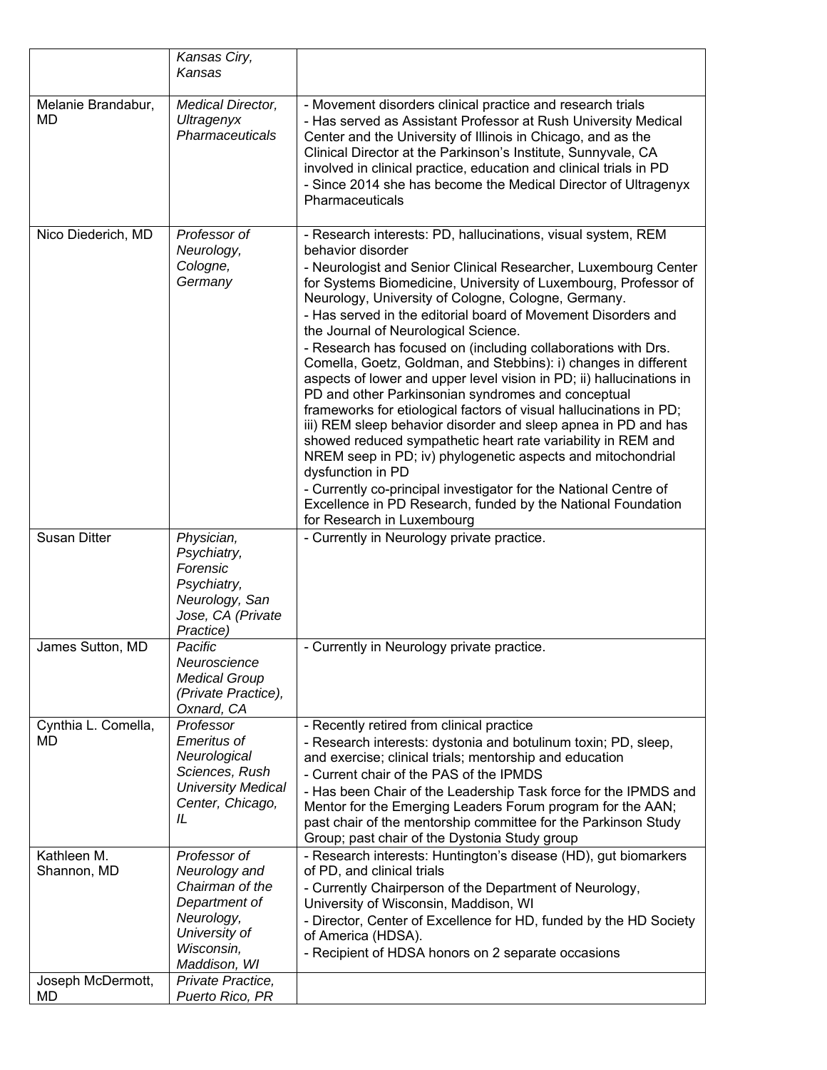| | | |
|---|---|---|
| | *Kansas Ciry, Kansas* | |
| Melanie Brandabur, MD | *Medical Director, Ultragenyx Pharmaceuticals* | - Movement disorders clinical practice and research trials<br>- Has served as Assistant Professor at Rush University Medical Center and the University of Illinois in Chicago, and as the Clinical Director at the Parkinson's Institute, Sunnyvale, CA involved in clinical practice, education and clinical trials in PD<br>- Since 2014 she has become the Medical Director of Ultragenyx Pharmaceuticals |
| Nico Diederich, MD | *Professor of Neurology, Cologne, Germany* | - Research interests: PD, hallucinations, visual system, REM behavior disorder<br>- Neurologist and Senior Clinical Researcher, Luxembourg Center for Systems Biomedicine, University of Luxembourg, Professor of Neurology, University of Cologne, Cologne, Germany.<br>- Has served in the editorial board of Movement Disorders and the Journal of Neurological Science.<br>- Research has focused on (including collaborations with Drs. Comella, Goetz, Goldman, and Stebbins): i) changes in different aspects of lower and upper level vision in PD; ii) hallucinations in PD and other Parkinsonian syndromes and conceptual frameworks for etiological factors of visual hallucinations in PD; iii) REM sleep behavior disorder and sleep apnea in PD and has showed reduced sympathetic heart rate variability in REM and NREM seep in PD; iv) phylogenetic aspects and mitochondrial dysfunction in PD<br>- Currently co-principal investigator for the National Centre of Excellence in PD Research, funded by the National Foundation for Research in Luxembourg |
| Susan Ditter | *Physician, Psychiatry, Forensic Psychiatry, Neurology, San Jose, CA (Private Practice)* | - Currently in Neurology private practice. |
| James Sutton, MD | *Pacific Neuroscience Medical Group (Private Practice), Oxnard, CA* | - Currently in Neurology private practice. |
| Cynthia L. Comella, MD | *Professor Emeritus of Neurological Sciences, Rush University Medical Center, Chicago, IL* | - Recently retired from clinical practice<br>- Research interests: dystonia and botulinum toxin; PD, sleep, and exercise; clinical trials; mentorship and education<br>- Current chair of the PAS of the IPMDS<br>- Has been Chair of the Leadership Task force for the IPMDS and Mentor for the Emerging Leaders Forum program for the AAN; past chair of the mentorship committee for the Parkinson Study Group; past chair of the Dystonia Study group |
| Kathleen M. Shannon, MD | *Professor of Neurology and Chairman of the Department of Neurology, University of Wisconsin, Maddison, WI* | - Research interests: Huntington's disease (HD), gut biomarkers of PD, and clinical trials<br>- Currently Chairperson of the Department of Neurology, University of Wisconsin, Maddison, WI<br>- Director, Center of Excellence for HD, funded by the HD Society of America (HDSA).<br>- Recipient of HDSA honors on 2 separate occasions |
| Joseph McDermott, MD | *Private Practice, Puerto Rico, PR* | |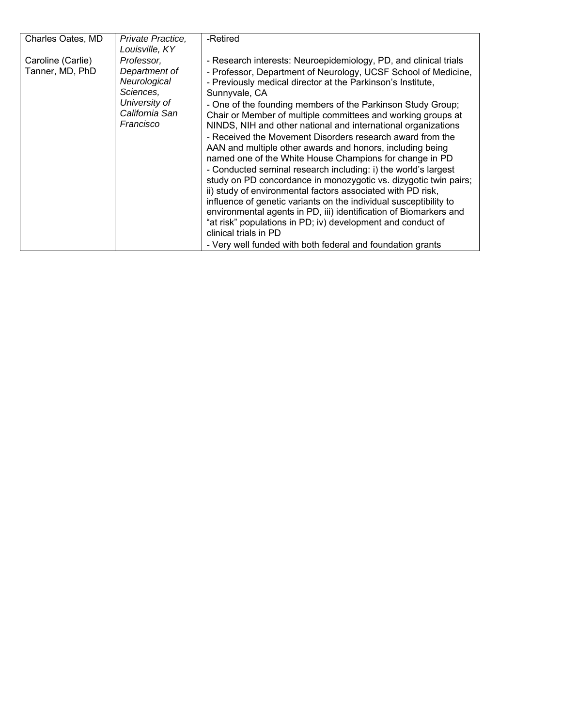| | | |
|---|---|---|
| Charles Oates, MD | *Private Practice, Louisville, KY* | -Retired |
| Caroline (Carlie) Tanner, MD, PhD | *Professor, Department of Neurological Sciences, University of California San Francisco* | - Research interests: Neuroepidemiology, PD, and clinical trials<br>- Professor, Department of Neurology, UCSF School of Medicine,<br>- Previously medical director at the Parkinson's Institute, Sunnyvale, CA<br>- One of the founding members of the Parkinson Study Group; Chair or Member of multiple committees and working groups at NINDS, NIH and other national and international organizations<br>- Received the Movement Disorders research award from the AAN and multiple other awards and honors, including being named one of the White House Champions for change in PD<br>- Conducted seminal research including: i) the world's largest study on PD concordance in monozygotic vs. dizygotic twin pairs; ii) study of environmental factors associated with PD risk, influence of genetic variants on the individual susceptibility to environmental agents in PD, iii) identification of Biomarkers and "at risk" populations in PD; iv) development and conduct of clinical trials in PD<br>- Very well funded with both federal and foundation grants |